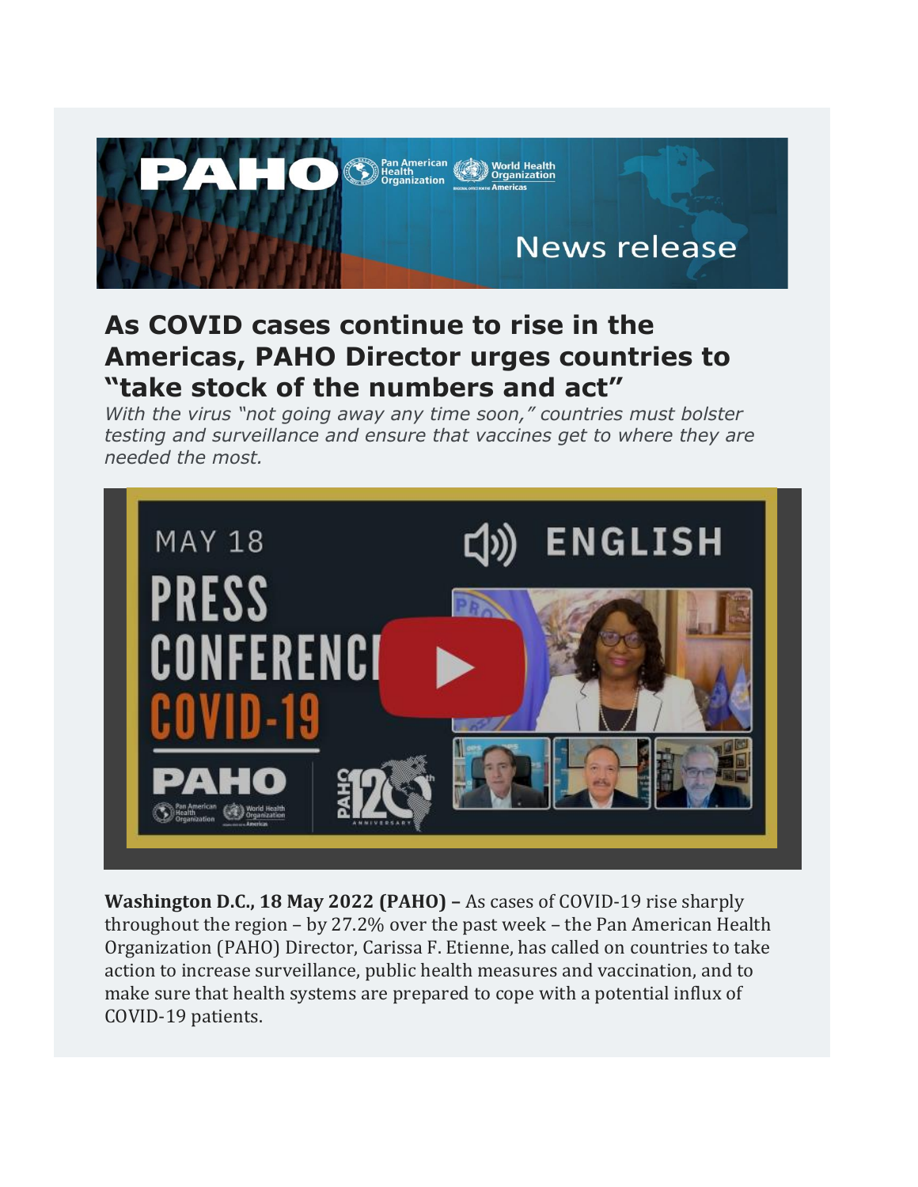# As COVID cases continue to rise in the Americas, PAHO Director urges countries to "take stock of the numbers and act"

*With the virus "not going away any time soon," countries must bolster testing and surveillance and ensure that vaccines get to where they are needed the most.*

**Washington D.C., 18 May 2022 (PAHO) –** As cases of COVID-19 rise sharply throughout the region – by 27.2% over the past week – the Pan American Health Organization (PAHO) Director, Carissa F. Etienne, has called on countries to take action to increase surveillance, public health measures and vaccination, and to make sure that health systems are prepared to cope with a potential influx of COVID-19 patients.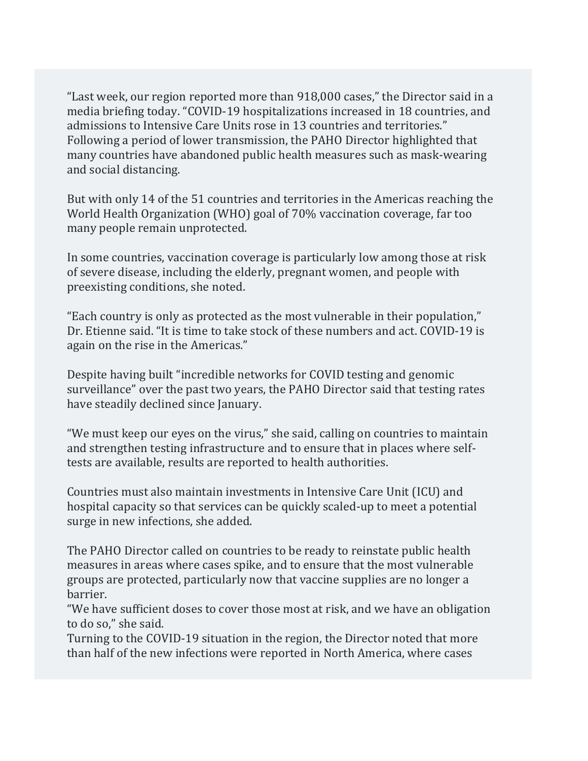"Last week, our region reported more than 918,000 cases," the Director said in a media briefing today. "COVID-19 hospitalizations increased in 18 countries, and admissions to Intensive Care Units rose in 13 countries and territories."
Following a period of lower transmission, the PAHO Director highlighted that many countries have abandoned public health measures such as mask-wearing and social distancing.

But with only 14 of the 51 countries and territories in the Americas reaching the World Health Organization (WHO) goal of 70% vaccination coverage, far too many people remain unprotected.

In some countries, vaccination coverage is particularly low among those at risk of severe disease, including the elderly, pregnant women, and people with preexisting conditions, she noted.

"Each country is only as protected as the most vulnerable in their population," Dr. Etienne said. "It is time to take stock of these numbers and act. COVID-19 is again on the rise in the Americas."

Despite having built "incredible networks for COVID testing and genomic surveillance" over the past two years, the PAHO Director said that testing rates have steadily declined since January.

"We must keep our eyes on the virus," she said, calling on countries to maintain and strengthen testing infrastructure and to ensure that in places where self-tests are available, results are reported to health authorities.

Countries must also maintain investments in Intensive Care Unit (ICU) and hospital capacity so that services can be quickly scaled-up to meet a potential surge in new infections, she added.

The PAHO Director called on countries to be ready to reinstate public health measures in areas where cases spike, and to ensure that the most vulnerable groups are protected, particularly now that vaccine supplies are no longer a barrier.
"We have sufficient doses to cover those most at risk, and we have an obligation to do so," she said.
Turning to the COVID-19 situation in the region, the Director noted that more than half of the new infections were reported in North America, where cases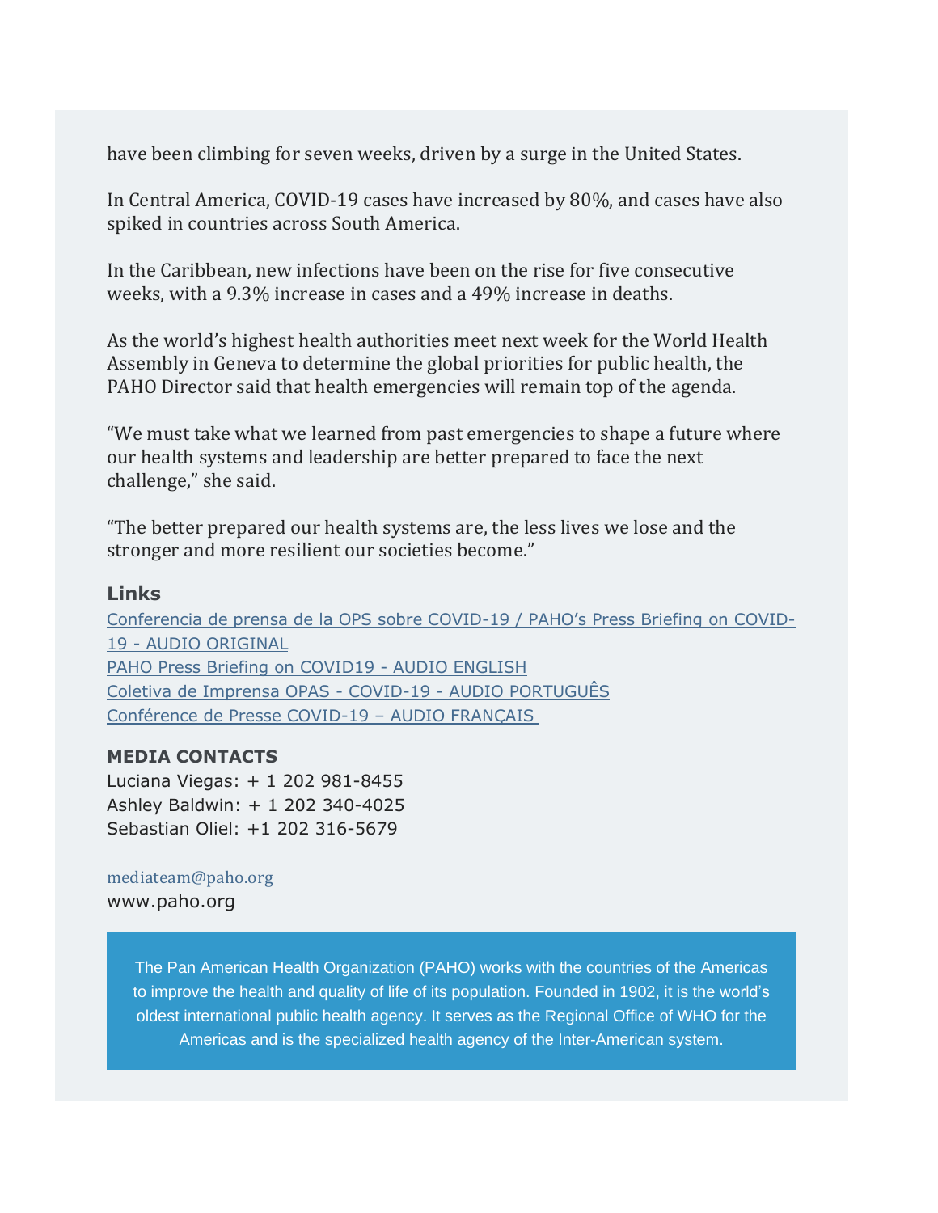have been climbing for seven weeks, driven by a surge in the United States.

In Central America, COVID-19 cases have increased by 80%, and cases have also spiked in countries across South America.

In the Caribbean, new infections have been on the rise for five consecutive weeks, with a 9.3% increase in cases and a 49% increase in deaths.

As the world's highest health authorities meet next week for the World Health Assembly in Geneva to determine the global priorities for public health, the PAHO Director said that health emergencies will remain top of the agenda.

"We must take what we learned from past emergencies to shape a future where our health systems and leadership are better prepared to face the next challenge," she said.

"The better prepared our health systems are, the less lives we lose and the stronger and more resilient our societies become."

**Links**

Conferencia de prensa de la OPS sobre COVID-19 / PAHO's Press Briefing on COVID-19 - AUDIO ORIGINAL
PAHO Press Briefing on COVID19 - AUDIO ENGLISH
Coletiva de Imprensa OPAS - COVID-19 - AUDIO PORTUGUÊS
Conférence de Presse COVID-19 – AUDIO FRANÇAIS

**MEDIA CONTACTS**

Luciana Viegas: + 1 202 981-8455
Ashley Baldwin: + 1 202 340-4025
Sebastian Oliel: +1 202 316-5679

mediateam@paho.org
www.paho.org

The Pan American Health Organization (PAHO) works with the countries of the Americas to improve the health and quality of life of its population. Founded in 1902, it is the world's oldest international public health agency. It serves as the Regional Office of WHO for the Americas and is the specialized health agency of the Inter-American system.